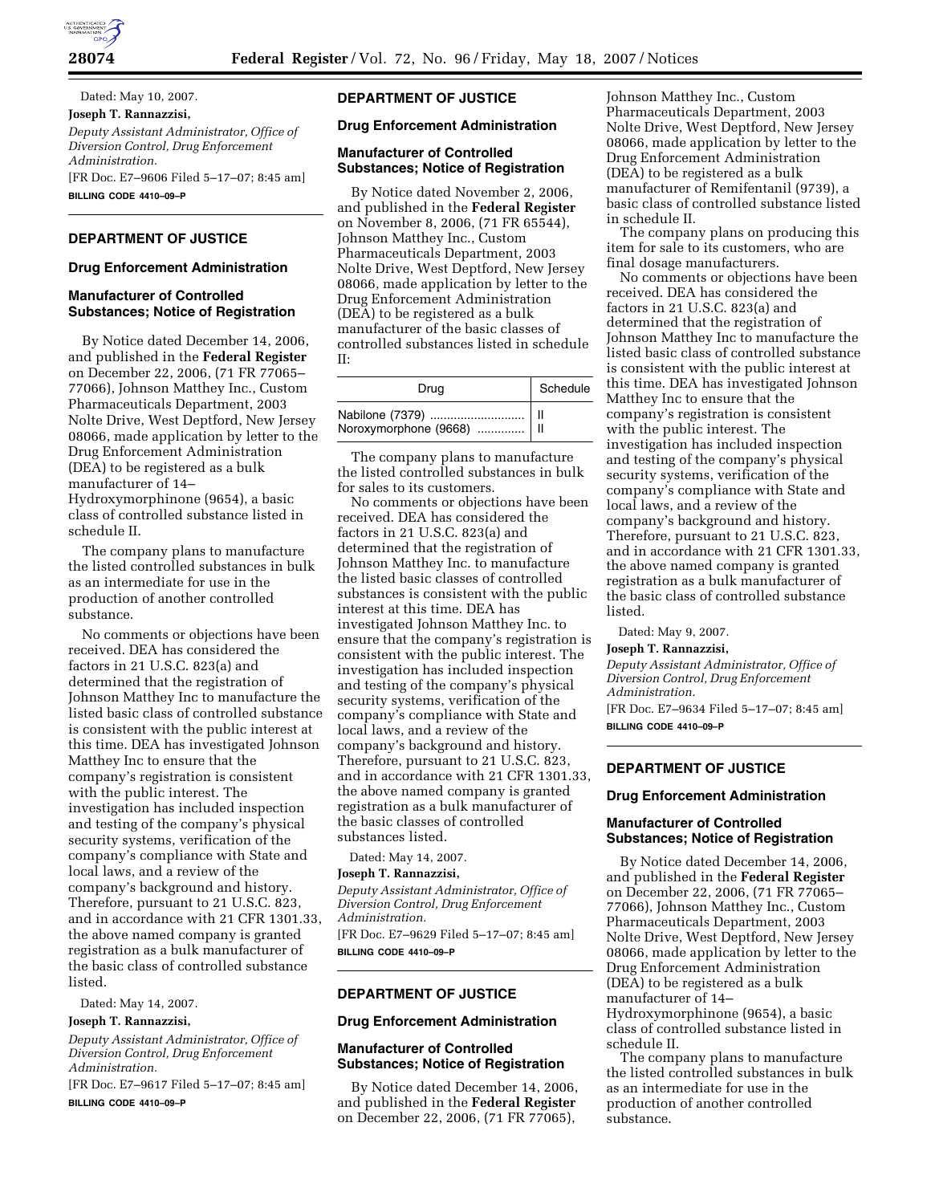Dated: May 10, 2007.

**Joseph T. Rannazzisi,**

*Deputy Assistant Administrator, Office of Diversion Control, Drug Enforcement Administration.*

[FR Doc. E7–9606 Filed 5–17–07; 8:45 am]

**BILLING CODE 4410–09–P**

---

## DEPARTMENT OF JUSTICE

### Drug Enforcement Administration

### Manufacturer of Controlled Substances; Notice of Registration

By Notice dated December 14, 2006, and published in the **Federal Register** on December 22, 2006, (71 FR 77065–77066), Johnson Matthey Inc., Custom Pharmaceuticals Department, 2003 Nolte Drive, West Deptford, New Jersey 08066, made application by letter to the Drug Enforcement Administration (DEA) to be registered as a bulk manufacturer of 14–Hydroxymorphinone (9654), a basic class of controlled substance listed in schedule II.

The company plans to manufacture the listed controlled substances in bulk as an intermediate for use in the production of another controlled substance.

No comments or objections have been received. DEA has considered the factors in 21 U.S.C. 823(a) and determined that the registration of Johnson Matthey Inc to manufacture the listed basic class of controlled substance is consistent with the public interest at this time. DEA has investigated Johnson Matthey Inc to ensure that the company's registration is consistent with the public interest. The investigation has included inspection and testing of the company's physical security systems, verification of the company's compliance with State and local laws, and a review of the company's background and history. Therefore, pursuant to 21 U.S.C. 823, and in accordance with 21 CFR 1301.33, the above named company is granted registration as a bulk manufacturer of the basic class of controlled substance listed.

Dated: May 14, 2007.

**Joseph T. Rannazzisi,**

*Deputy Assistant Administrator, Office of Diversion Control, Drug Enforcement Administration.*

[FR Doc. E7–9617 Filed 5–17–07; 8:45 am]

**BILLING CODE 4410–09–P**

---

## DEPARTMENT OF JUSTICE

### Drug Enforcement Administration

### Manufacturer of Controlled Substances; Notice of Registration

By Notice dated November 2, 2006, and published in the **Federal Register** on November 8, 2006, (71 FR 65544), Johnson Matthey Inc., Custom Pharmaceuticals Department, 2003 Nolte Drive, West Deptford, New Jersey 08066, made application by letter to the Drug Enforcement Administration (DEA) to be registered as a bulk manufacturer of the basic classes of controlled substances listed in schedule II:

| Drug | Schedule |
| --- | --- |
| Nabilone (7379) | II |
| Noroxymorphone (9668) | II |

The company plans to manufacture the listed controlled substances in bulk for sales to its customers.

No comments or objections have been received. DEA has considered the factors in 21 U.S.C. 823(a) and determined that the registration of Johnson Matthey Inc. to manufacture the listed basic classes of controlled substances is consistent with the public interest at this time. DEA has investigated Johnson Matthey Inc. to ensure that the company's registration is consistent with the public interest. The investigation has included inspection and testing of the company's physical security systems, verification of the company's compliance with State and local laws, and a review of the company's background and history. Therefore, pursuant to 21 U.S.C. 823, and in accordance with 21 CFR 1301.33, the above named company is granted registration as a bulk manufacturer of the basic classes of controlled substances listed.

Dated: May 14, 2007.

**Joseph T. Rannazzisi,**

*Deputy Assistant Administrator, Office of Diversion Control, Drug Enforcement Administration.*

[FR Doc. E7–9629 Filed 5–17–07; 8:45 am]

**BILLING CODE 4410–09–P**

---

## DEPARTMENT OF JUSTICE

### Drug Enforcement Administration

### Manufacturer of Controlled Substances; Notice of Registration

By Notice dated December 14, 2006, and published in the **Federal Register** on December 22, 2006, (71 FR 77065), Johnson Matthey Inc., Custom Pharmaceuticals Department, 2003 Nolte Drive, West Deptford, New Jersey 08066, made application by letter to the Drug Enforcement Administration (DEA) to be registered as a bulk manufacturer of Remifentanil (9739), a basic class of controlled substance listed in schedule II.

The company plans on producing this item for sale to its customers, who are final dosage manufacturers.

No comments or objections have been received. DEA has considered the factors in 21 U.S.C. 823(a) and determined that the registration of Johnson Matthey Inc to manufacture the listed basic class of controlled substance is consistent with the public interest at this time. DEA has investigated Johnson Matthey Inc to ensure that the company's registration is consistent with the public interest. The investigation has included inspection and testing of the company's physical security systems, verification of the company's compliance with State and local laws, and a review of the company's background and history. Therefore, pursuant to 21 U.S.C. 823, and in accordance with 21 CFR 1301.33, the above named company is granted registration as a bulk manufacturer of the basic class of controlled substance listed.

Dated: May 9, 2007.

**Joseph T. Rannazzisi,**

*Deputy Assistant Administrator, Office of Diversion Control, Drug Enforcement Administration.*

[FR Doc. E7–9634 Filed 5–17–07; 8:45 am]

**BILLING CODE 4410–09–P**

---

## DEPARTMENT OF JUSTICE

### Drug Enforcement Administration

### Manufacturer of Controlled Substances; Notice of Registration

By Notice dated December 14, 2006, and published in the **Federal Register** on December 22, 2006, (71 FR 77065–77066), Johnson Matthey Inc., Custom Pharmaceuticals Department, 2003 Nolte Drive, West Deptford, New Jersey 08066, made application by letter to the Drug Enforcement Administration (DEA) to be registered as a bulk manufacturer of 14–Hydroxymorphinone (9654), a basic class of controlled substance listed in schedule II.

The company plans to manufacture the listed controlled substances in bulk as an intermediate for use in the production of another controlled substance.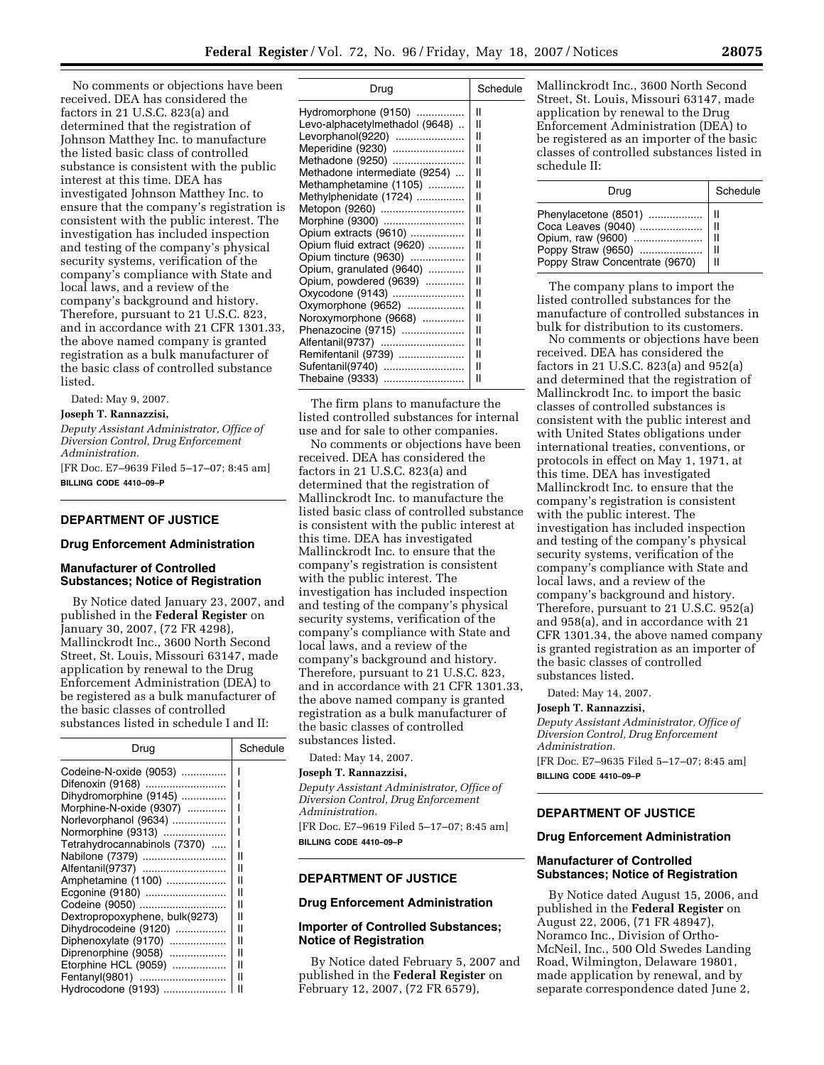No comments or objections have been received. DEA has considered the factors in 21 U.S.C. 823(a) and determined that the registration of Johnson Matthey Inc. to manufacture the listed basic class of controlled substance is consistent with the public interest at this time. DEA has investigated Johnson Matthey Inc. to ensure that the company's registration is consistent with the public interest. The investigation has included inspection and testing of the company's physical security systems, verification of the company's compliance with State and local laws, and a review of the company's background and history. Therefore, pursuant to 21 U.S.C. 823, and in accordance with 21 CFR 1301.33, the above named company is granted registration as a bulk manufacturer of the basic class of controlled substance listed.

Dated: May 9, 2007.

**Joseph T. Rannazzisi,**

*Deputy Assistant Administrator, Office of Diversion Control, Drug Enforcement Administration.*

[FR Doc. E7–9639 Filed 5–17–07; 8:45 am]

**BILLING CODE 4410–09–P**

## DEPARTMENT OF JUSTICE

### Drug Enforcement Administration

### Manufacturer of Controlled Substances; Notice of Registration

By Notice dated January 23, 2007, and published in the **Federal Register** on January 30, 2007, (72 FR 4298), Mallinckrodt Inc., 3600 North Second Street, St. Louis, Missouri 63147, made application by renewal to the Drug Enforcement Administration (DEA) to be registered as a bulk manufacturer of the basic classes of controlled substances listed in schedule I and II:

| Drug | Schedule |
|---|---|
| Codeine-N-oxide (9053) | I |
| Difenoxin (9168) | I |
| Dihydromorphine (9145) | I |
| Morphine-N-oxide (9307) | I |
| Norlevorphanol (9634) | I |
| Normorphine (9313) | I |
| Tetrahydrocannabinols (7370) | I |
| Nabilone (7379) | II |
| Alfentanil(9737) | II |
| Amphetamine (1100) | II |
| Ecgonine (9180) | II |
| Codeine (9050) | II |
| Dextropropoxyphene, bulk(9273) | II |
| Dihydrocodeine (9120) | II |
| Diphenoxylate (9170) | II |
| Diprenorphine (9058) | II |
| Etorphine HCL (9059) | II |
| Fentanyl(9801) | II |
| Hydrocodone (9193) | II |
| Hydromorphone (9150) | II |
| Levo-alphacetylmethadol (9648) | II |
| Levorphanol(9220) | II |
| Meperidine (9230) | II |
| Methadone (9250) | II |
| Methadone intermediate (9254) | II |
| Methamphetamine (1105) | II |
| Methylphenidate (1724) | II |
| Metopon (9260) | II |
| Morphine (9300) | II |
| Opium extracts (9610) | II |
| Opium fluid extract (9620) | II |
| Opium tincture (9630) | II |
| Opium, granulated (9640) | II |
| Opium, powdered (9639) | II |
| Oxycodone (9143) | II |
| Oxymorphone (9652) | II |
| Noroxymorphone (9668) | II |
| Phenazocine (9715) | II |
| Alfentanil(9737) | II |
| Remifentanil (9739) | II |
| Sufentanil(9740) | II |
| Thebaine (9333) | II |

The firm plans to manufacture the listed controlled substances for internal use and for sale to other companies.

No comments or objections have been received. DEA has considered the factors in 21 U.S.C. 823(a) and determined that the registration of Mallinckrodt Inc. to manufacture the listed basic class of controlled substance is consistent with the public interest at this time. DEA has investigated Mallinckrodt Inc. to ensure that the company's registration is consistent with the public interest. The investigation has included inspection and testing of the company's physical security systems, verification of the company's compliance with State and local laws, and a review of the company's background and history. Therefore, pursuant to 21 U.S.C. 823, and in accordance with 21 CFR 1301.33, the above named company is granted registration as a bulk manufacturer of the basic classes of controlled substances listed.

Dated: May 14, 2007.

**Joseph T. Rannazzisi,**

*Deputy Assistant Administrator, Office of Diversion Control, Drug Enforcement Administration.*

[FR Doc. E7–9619 Filed 5–17–07; 8:45 am]

**BILLING CODE 4410–09–P**

## DEPARTMENT OF JUSTICE

### Drug Enforcement Administration

### Importer of Controlled Substances; Notice of Registration

By Notice dated February 5, 2007 and published in the **Federal Register** on February 12, 2007, (72 FR 6579), Mallinckrodt Inc., 3600 North Second Street, St. Louis, Missouri 63147, made application by renewal to the Drug Enforcement Administration (DEA) to be registered as an importer of the basic classes of controlled substances listed in schedule II:

| Drug | Schedule |
|---|---|
| Phenylacetone (8501) | II |
| Coca Leaves (9040) | II |
| Opium, raw (9600) | II |
| Poppy Straw (9650) | II |
| Poppy Straw Concentrate (9670) | II |

The company plans to import the listed controlled substances for the manufacture of controlled substances in bulk for distribution to its customers.

No comments or objections have been received. DEA has considered the factors in 21 U.S.C. 823(a) and 952(a) and determined that the registration of Mallinckrodt Inc. to import the basic classes of controlled substances is consistent with the public interest and with United States obligations under international treaties, conventions, or protocols in effect on May 1, 1971, at this time. DEA has investigated Mallinckrodt Inc. to ensure that the company's registration is consistent with the public interest. The investigation has included inspection and testing of the company's physical security systems, verification of the company's compliance with State and local laws, and a review of the company's background and history. Therefore, pursuant to 21 U.S.C. 952(a) and 958(a), and in accordance with 21 CFR 1301.34, the above named company is granted registration as an importer of the basic classes of controlled substances listed.

Dated: May 14, 2007.

**Joseph T. Rannazzisi,**

*Deputy Assistant Administrator, Office of Diversion Control, Drug Enforcement Administration.*

[FR Doc. E7–9635 Filed 5–17–07; 8:45 am]

**BILLING CODE 4410–09–P**

## DEPARTMENT OF JUSTICE

### Drug Enforcement Administration

### Manufacturer of Controlled Substances; Notice of Registration

By Notice dated August 15, 2006, and published in the **Federal Register** on August 22, 2006, (71 FR 48947), Noramco Inc., Division of Ortho-McNeil, Inc., 500 Old Swedes Landing Road, Wilmington, Delaware 19801, made application by renewal, and by separate correspondence dated June 2,